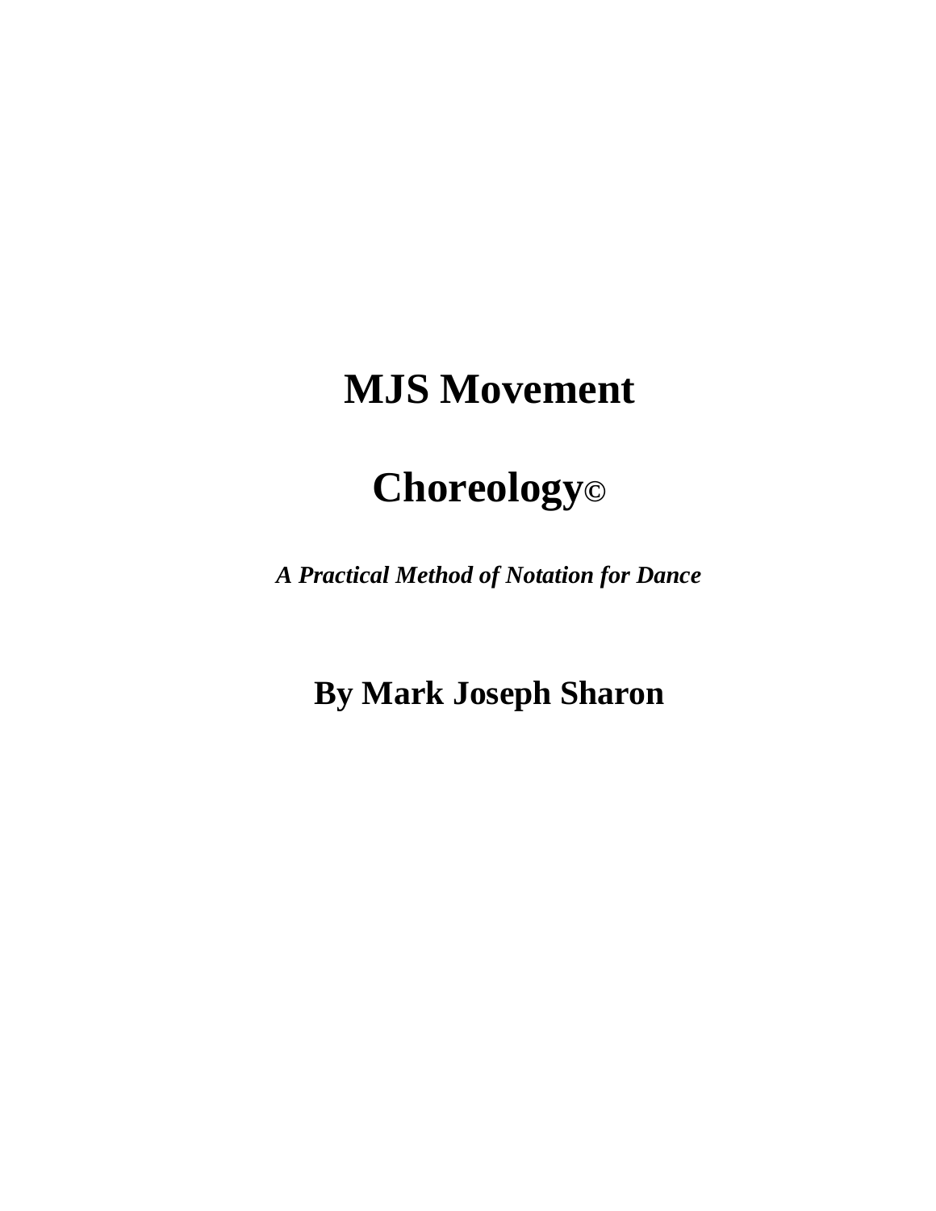# MJS Movement

# Choreology©

***A Practical Method of Notation for Dance***

## By Mark Joseph Sharon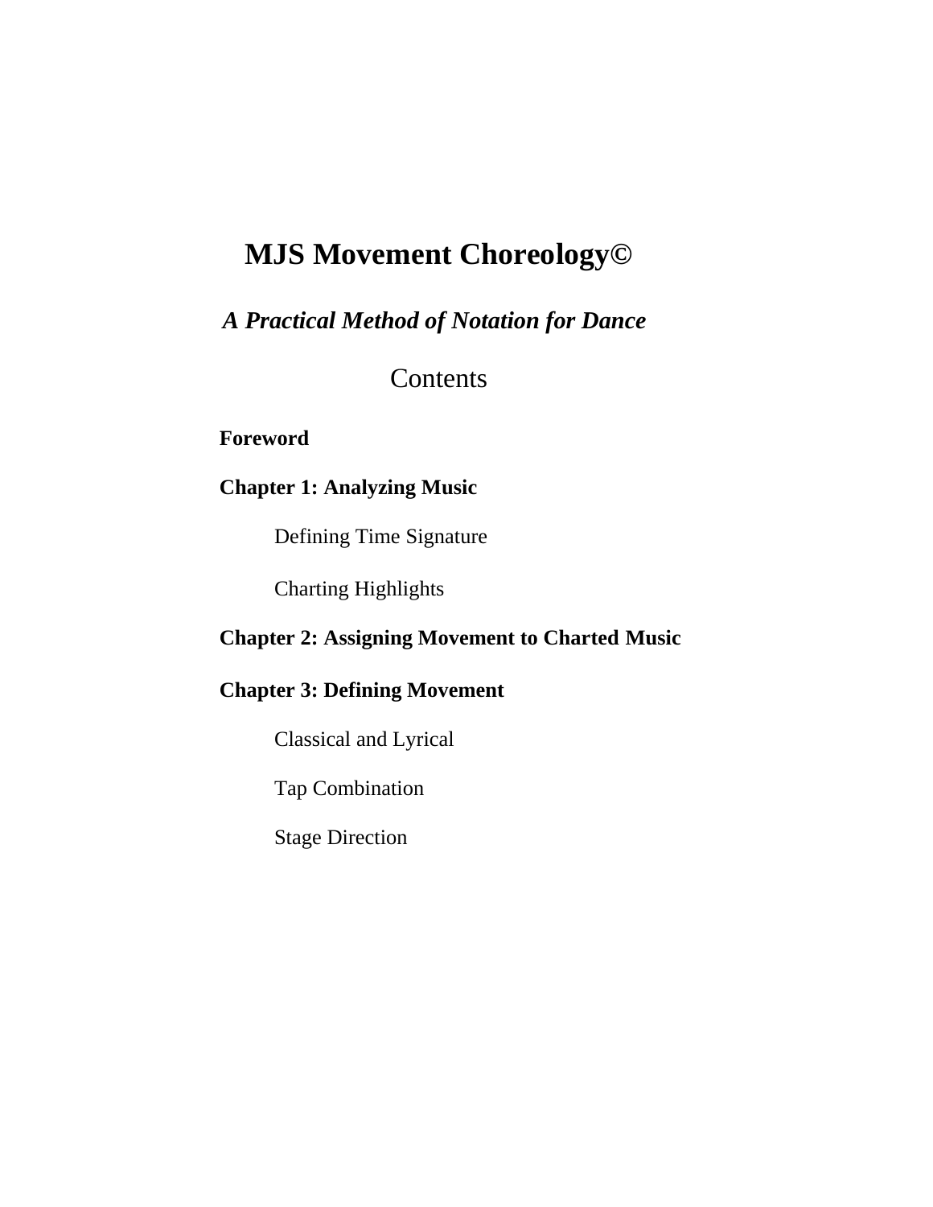# MJS Movement Choreology©

***A Practical Method of Notation for Dance***

## Contents

**Foreword**

**Chapter 1: Analyzing Music**

- Defining Time Signature
- Charting Highlights

**Chapter 2: Assigning Movement to Charted Music**

**Chapter 3: Defining Movement**

- Classical and Lyrical
- Tap Combination
- Stage Direction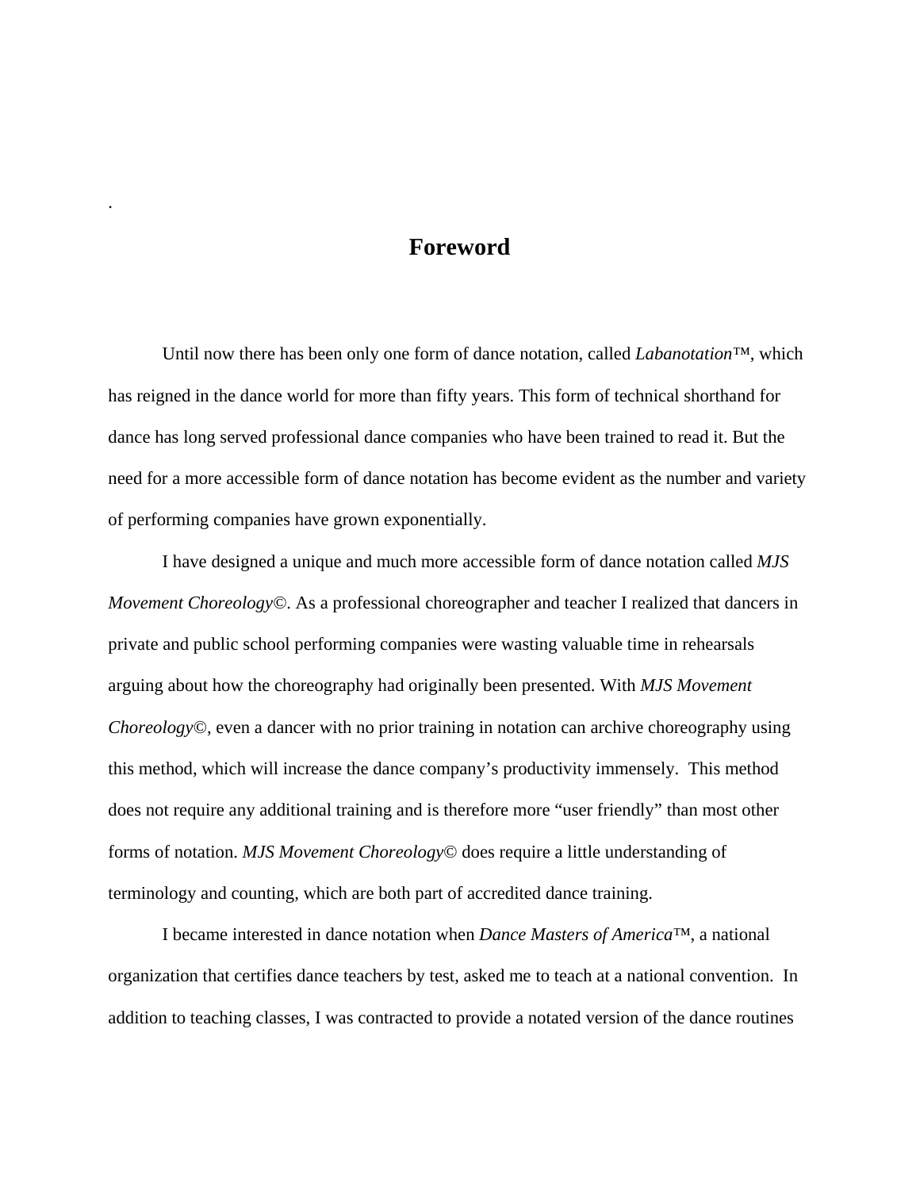.

# Foreword

Until now there has been only one form of dance notation, called *Labanotation*™, which has reigned in the dance world for more than fifty years. This form of technical shorthand for dance has long served professional dance companies who have been trained to read it. But the need for a more accessible form of dance notation has become evident as the number and variety of performing companies have grown exponentially.

I have designed a unique and much more accessible form of dance notation called *MJS Movement Choreology*©. As a professional choreographer and teacher I realized that dancers in private and public school performing companies were wasting valuable time in rehearsals arguing about how the choreography had originally been presented. With *MJS Movement Choreology*©, even a dancer with no prior training in notation can archive choreography using this method, which will increase the dance company's productivity immensely. This method does not require any additional training and is therefore more "user friendly" than most other forms of notation. *MJS Movement Choreology*© does require a little understanding of terminology and counting, which are both part of accredited dance training.

I became interested in dance notation when *Dance Masters of America*™, a national organization that certifies dance teachers by test, asked me to teach at a national convention. In addition to teaching classes, I was contracted to provide a notated version of the dance routines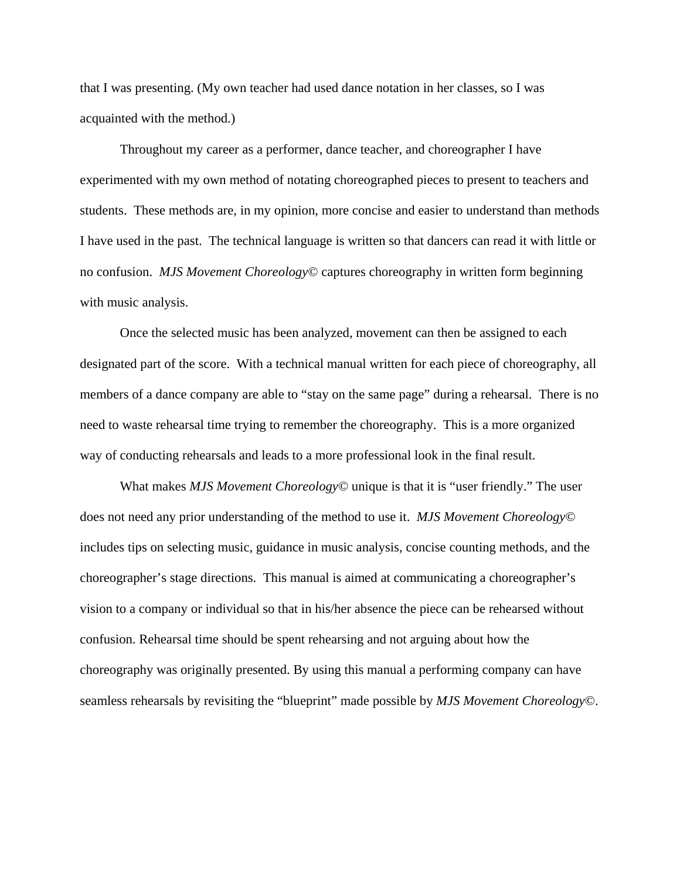that I was presenting. (My own teacher had used dance notation in her classes, so I was acquainted with the method.)

Throughout my career as a performer, dance teacher, and choreographer I have experimented with my own method of notating choreographed pieces to present to teachers and students. These methods are, in my opinion, more concise and easier to understand than methods I have used in the past. The technical language is written so that dancers can read it with little or no confusion. *MJS Movement Choreology©* captures choreography in written form beginning with music analysis.

Once the selected music has been analyzed, movement can then be assigned to each designated part of the score. With a technical manual written for each piece of choreography, all members of a dance company are able to "stay on the same page" during a rehearsal. There is no need to waste rehearsal time trying to remember the choreography. This is a more organized way of conducting rehearsals and leads to a more professional look in the final result.

What makes *MJS Movement Choreology©* unique is that it is "user friendly." The user does not need any prior understanding of the method to use it. *MJS Movement Choreology©* includes tips on selecting music, guidance in music analysis, concise counting methods, and the choreographer's stage directions. This manual is aimed at communicating a choreographer's vision to a company or individual so that in his/her absence the piece can be rehearsed without confusion. Rehearsal time should be spent rehearsing and not arguing about how the choreography was originally presented. By using this manual a performing company can have seamless rehearsals by revisiting the "blueprint" made possible by *MJS Movement Choreology©*.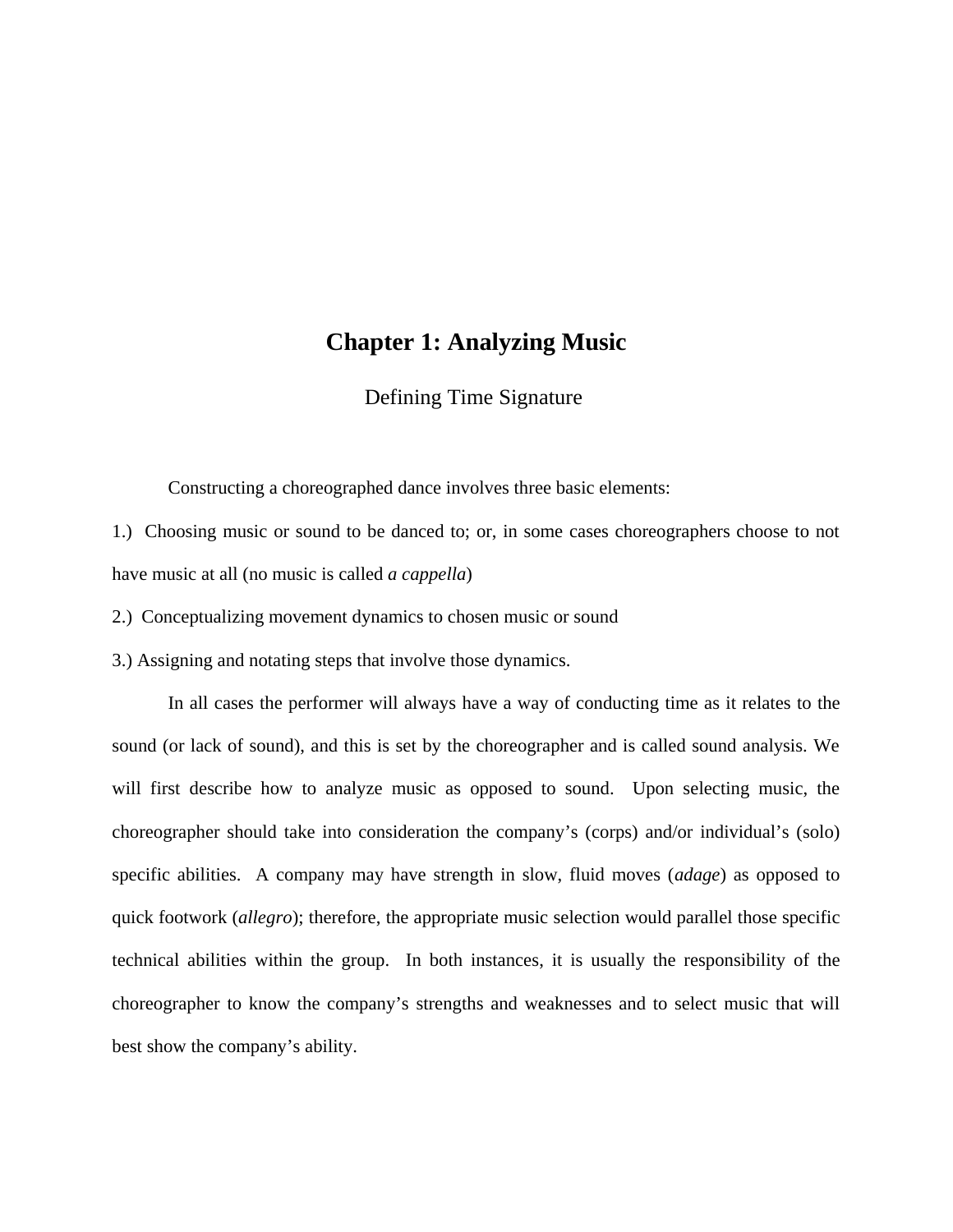# Chapter 1: Analyzing Music

## Defining Time Signature

Constructing a choreographed dance involves three basic elements:

1.) Choosing music or sound to be danced to; or, in some cases choreographers choose to not have music at all (no music is called *a cappella*)

2.) Conceptualizing movement dynamics to chosen music or sound

3.) Assigning and notating steps that involve those dynamics.

In all cases the performer will always have a way of conducting time as it relates to the sound (or lack of sound), and this is set by the choreographer and is called sound analysis. We will first describe how to analyze music as opposed to sound. Upon selecting music, the choreographer should take into consideration the company's (corps) and/or individual's (solo) specific abilities. A company may have strength in slow, fluid moves (*adage*) as opposed to quick footwork (*allegro*); therefore, the appropriate music selection would parallel those specific technical abilities within the group. In both instances, it is usually the responsibility of the choreographer to know the company's strengths and weaknesses and to select music that will best show the company's ability.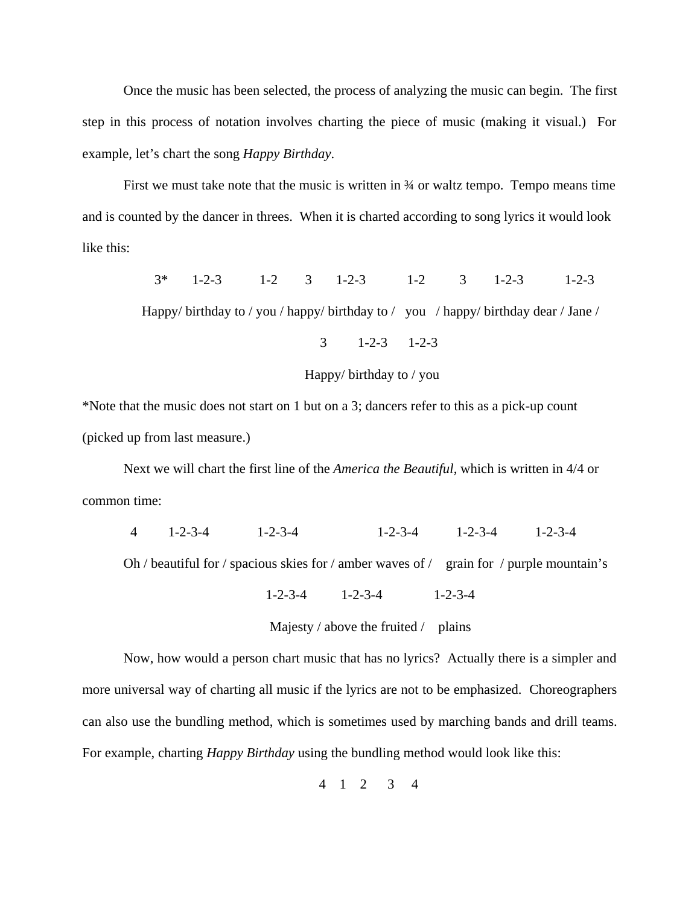Once the music has been selected, the process of analyzing the music can begin. The first step in this process of notation involves charting the piece of music (making it visual.) For example, let's chart the song *Happy Birthday*.

First we must take note that the music is written in ¾ or waltz tempo. Tempo means time and is counted by the dancer in threes. When it is charted according to song lyrics it would look like this:

3*      1-2-3      1-2      3      1-2-3      1-2      3      1-2-3      1-2-3

Happy/ birthday to / you / happy/ birthday to /  you  / happy/ birthday dear / Jane /

3      1-2-3      1-2-3

Happy/ birthday to / you

*Note that the music does not start on 1 but on a 3; dancers refer to this as a pick-up count (picked up from last measure.)

Next we will chart the first line of the *America the Beautiful*, which is written in 4/4 or common time:

4      1-2-3-4      1-2-3-4      1-2-3-4      1-2-3-4      1-2-3-4

Oh / beautiful for / spacious skies for / amber waves of /  grain for / purple mountain's

1-2-3-4      1-2-3-4      1-2-3-4

Majesty / above the fruited /  plains

Now, how would a person chart music that has no lyrics? Actually there is a simpler and more universal way of charting all music if the lyrics are not to be emphasized. Choreographers can also use the bundling method, which is sometimes used by marching bands and drill teams. For example, charting *Happy Birthday* using the bundling method would look like this:

4   1   2   3   4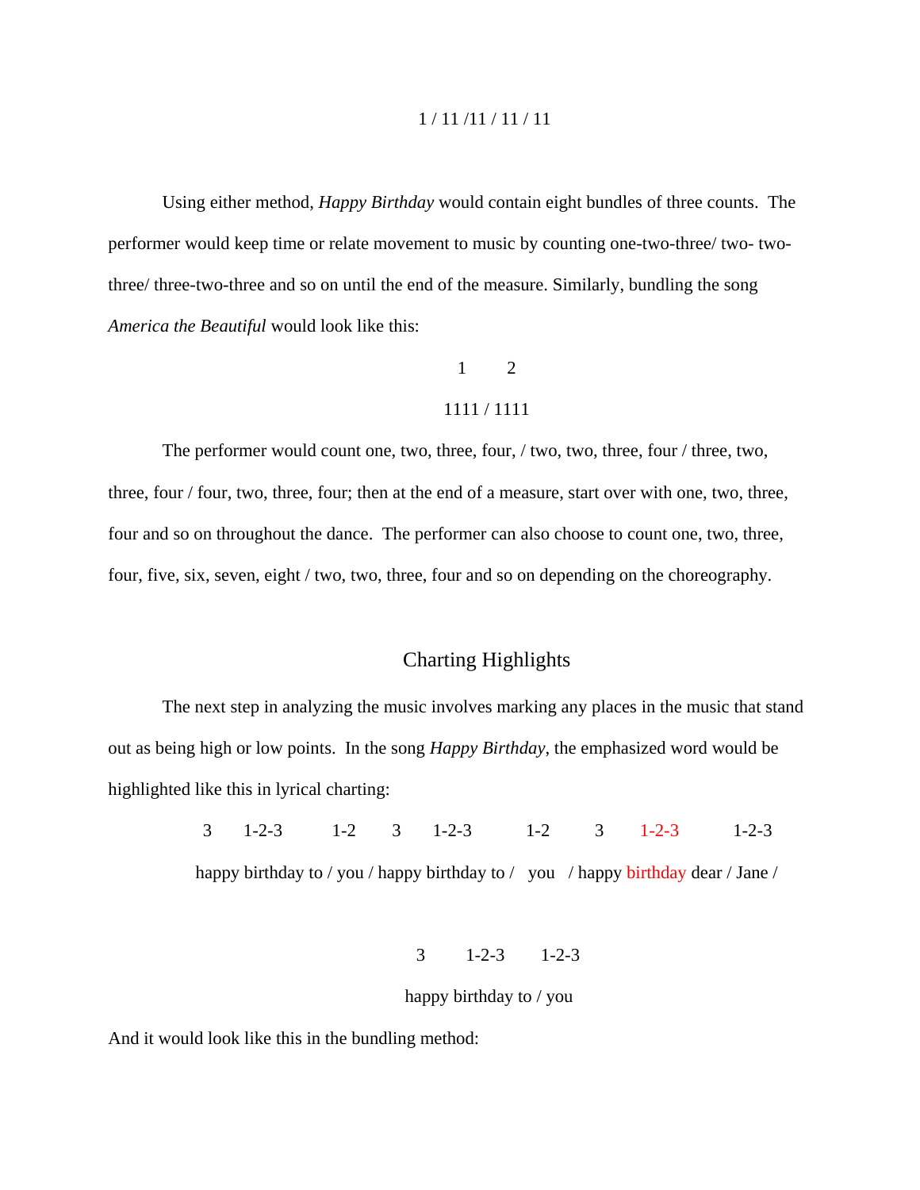1 / 11 /11 / 11 / 11

Using either method, *Happy Birthday* would contain eight bundles of three counts. The performer would keep time or relate movement to music by counting one-two-three/ two- two-three/ three-two-three and so on until the end of the measure. Similarly, bundling the song *America the Beautiful* would look like this:

1 2

1111 / 1111

The performer would count one, two, three, four, / two, two, three, four / three, two, three, four / four, two, three, four; then at the end of a measure, start over with one, two, three, four and so on throughout the dance. The performer can also choose to count one, two, three, four, five, six, seven, eight / two, two, three, four and so on depending on the choreography.

## Charting Highlights

The next step in analyzing the music involves marking any places in the music that stand out as being high or low points. In the song *Happy Birthday*, the emphasized word would be highlighted like this in lyrical charting:

3 1-2-3 1-2 3 1-2-3 1-2 3 1-2-3 1-2-3

happy birthday to / you / happy birthday to / you / happy birthday dear / Jane /

3 1-2-3 1-2-3

happy birthday to / you

And it would look like this in the bundling method: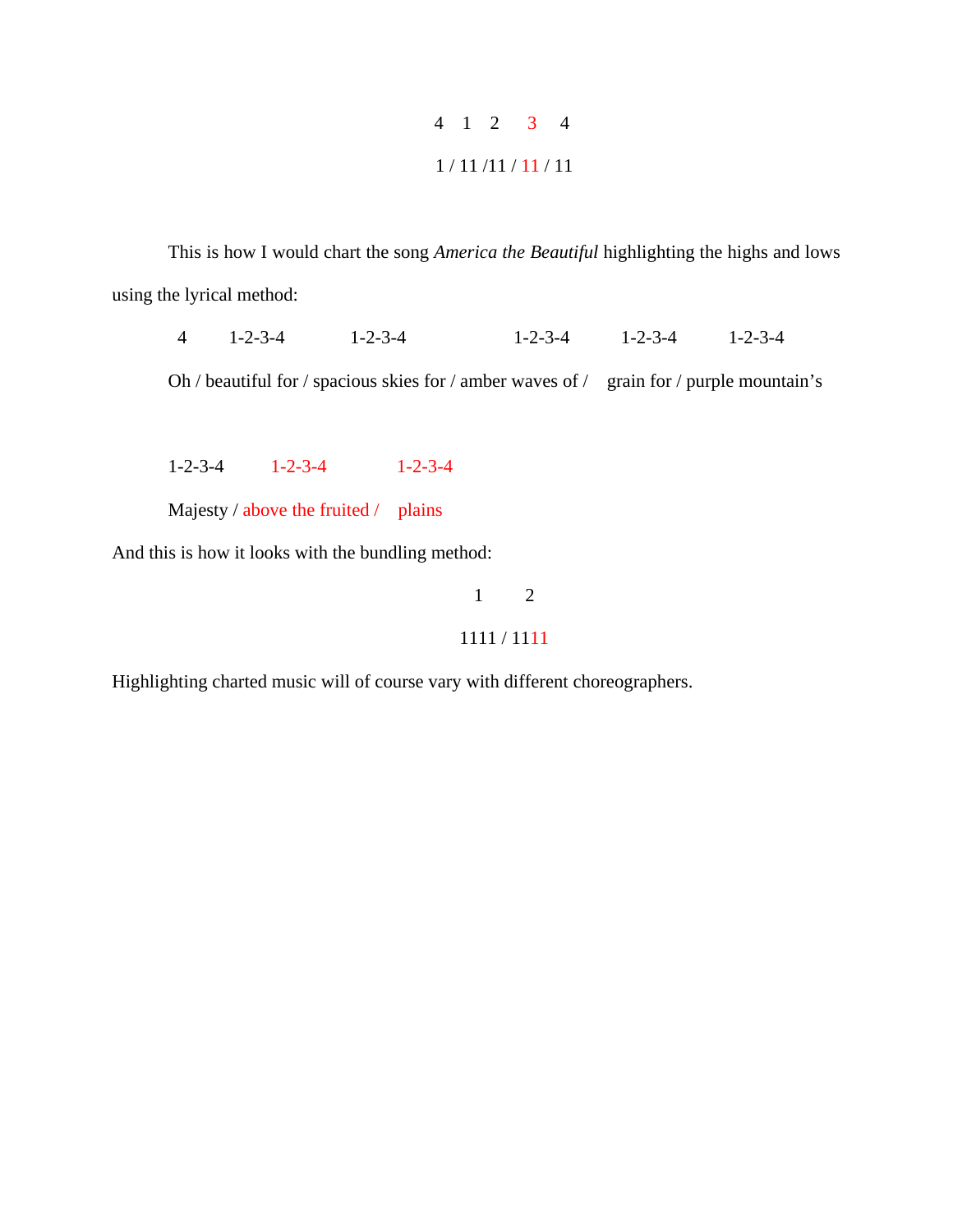4 1 2 3 4

1 / 11 /11 / 11 / 11

This is how I would chart the song *America the Beautiful* highlighting the highs and lows using the lyrical method:

4 1-2-3-4 1-2-3-4 1-2-3-4 1-2-3-4 1-2-3-4

Oh / beautiful for / spacious skies for / amber waves of / grain for / purple mountain's

1-2-3-4 1-2-3-4 1-2-3-4

Majesty / above the fruited / plains

And this is how it looks with the bundling method:

1 2

1111 / 1111

Highlighting charted music will of course vary with different choreographers.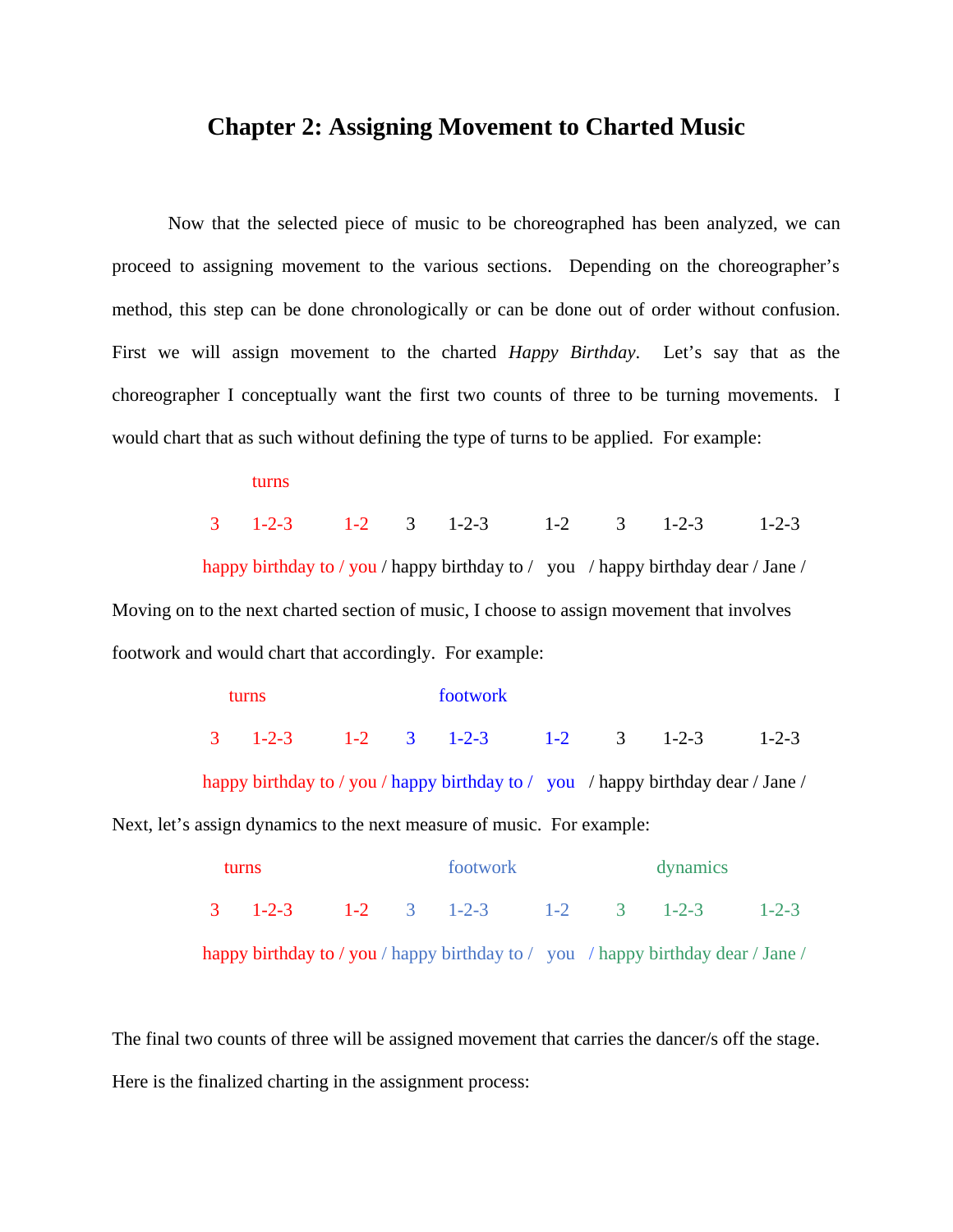# Chapter 2: Assigning Movement to Charted Music

Now that the selected piece of music to be choreographed has been analyzed, we can proceed to assigning movement to the various sections. Depending on the choreographer's method, this step can be done chronologically or can be done out of order without confusion. First we will assign movement to the charted *Happy Birthday*. Let's say that as the choreographer I conceptually want the first two counts of three to be turning movements. I would chart that as such without defining the type of turns to be applied. For example:

```
        turns
3       1-2-3      1-2     3     1-2-3      1-2     3     1-2-3      1-2-3
happy birthday to / you / happy birthday to /  you  / happy birthday dear / Jane /
```

Moving on to the next charted section of music, I choose to assign movement that involves footwork and would chart that accordingly. For example:

```
   turns                          footwork
3       1-2-3      1-2     3     1-2-3      1-2     3     1-2-3      1-2-3
happy birthday to / you / happy birthday to /  you  / happy birthday dear / Jane /
```

Next, let's assign dynamics to the next measure of music. For example:

```
   turns                          footwork                  dynamics
3       1-2-3      1-2     3     1-2-3      1-2     3     1-2-3      1-2-3
happy birthday to / you / happy birthday to /  you  / happy birthday dear / Jane /
```

The final two counts of three will be assigned movement that carries the dancer/s off the stage. Here is the finalized charting in the assignment process: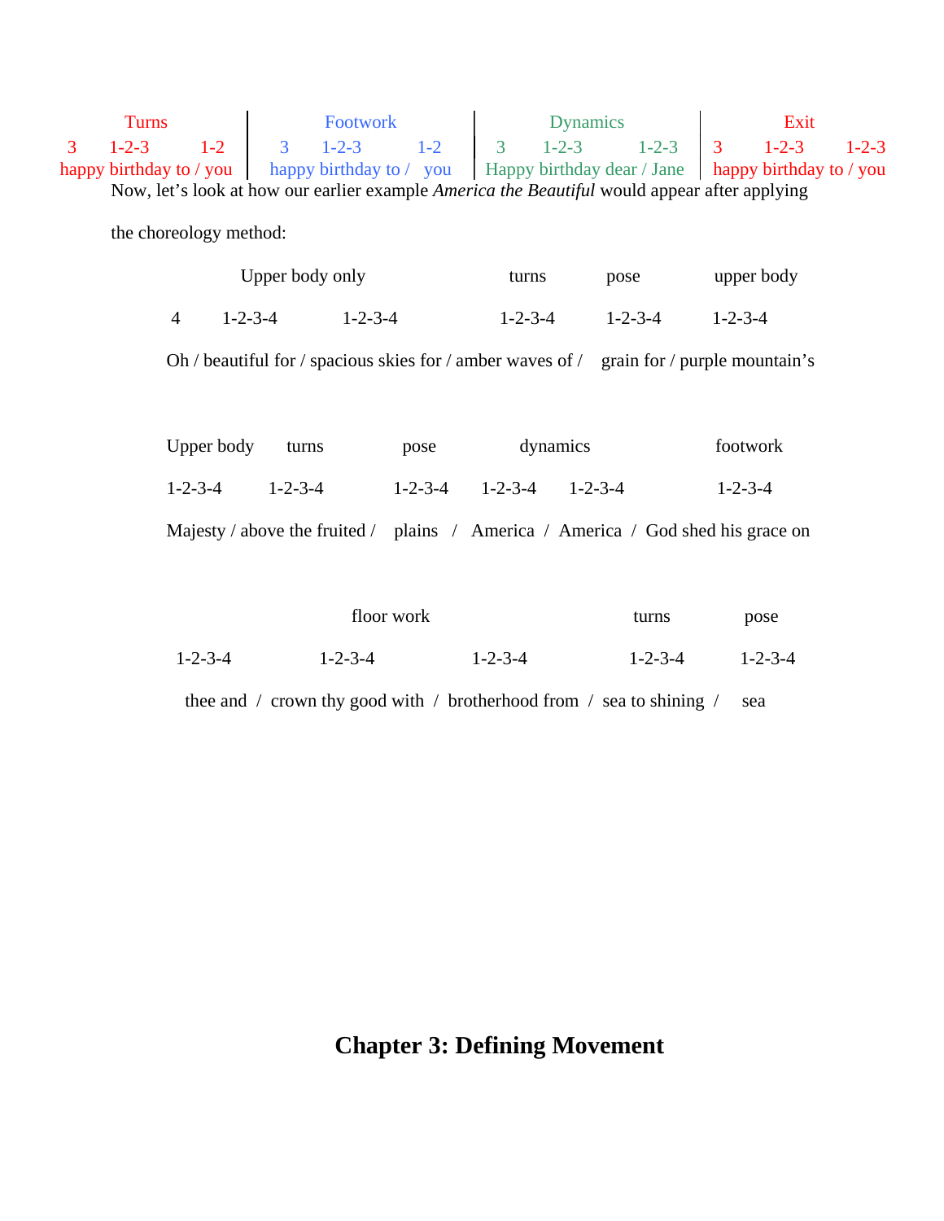| Turns | | | Footwork | | | Dynamics | | | Exit | | |
|---|---|---|---|---|---|---|---|---|---|---|---|
| 3 | 1-2-3 | 1-2 | 3 | 1-2-3 | 1-2 | 3 | 1-2-3 | 1-2-3 | 3 | 1-2-3 | 1-2-3 |
| happy | birthday to / | you | happy | birthday to / | you | Happy | birthday dear / | Jane | happy | birthday to / | you |

Now, let's look at how our earlier example *America the Beautiful* would appear after applying the choreology method:

| | Upper body only | | turns | pose | upper body |
|---|---|---|---|---|---|
| 4 | 1-2-3-4 | 1-2-3-4 | 1-2-3-4 | 1-2-3-4 | 1-2-3-4 |
| Oh / | beautiful for / | spacious skies for / | amber waves of / | grain for / | purple mountain's |

| Upper body | turns | pose | dynamics | | footwork |
|---|---|---|---|---|---|
| 1-2-3-4 | 1-2-3-4 | 1-2-3-4 | 1-2-3-4 | 1-2-3-4 | 1-2-3-4 |
| Majesty / | above the fruited / | plains / | America / | America / | God shed his grace on |

| | floor work | | turns | pose |
|---|---|---|---|---|
| 1-2-3-4 | 1-2-3-4 | 1-2-3-4 | 1-2-3-4 | 1-2-3-4 |
| thee and / | crown thy good with / | brotherhood from / | sea to shining / | sea |

# Chapter 3: Defining Movement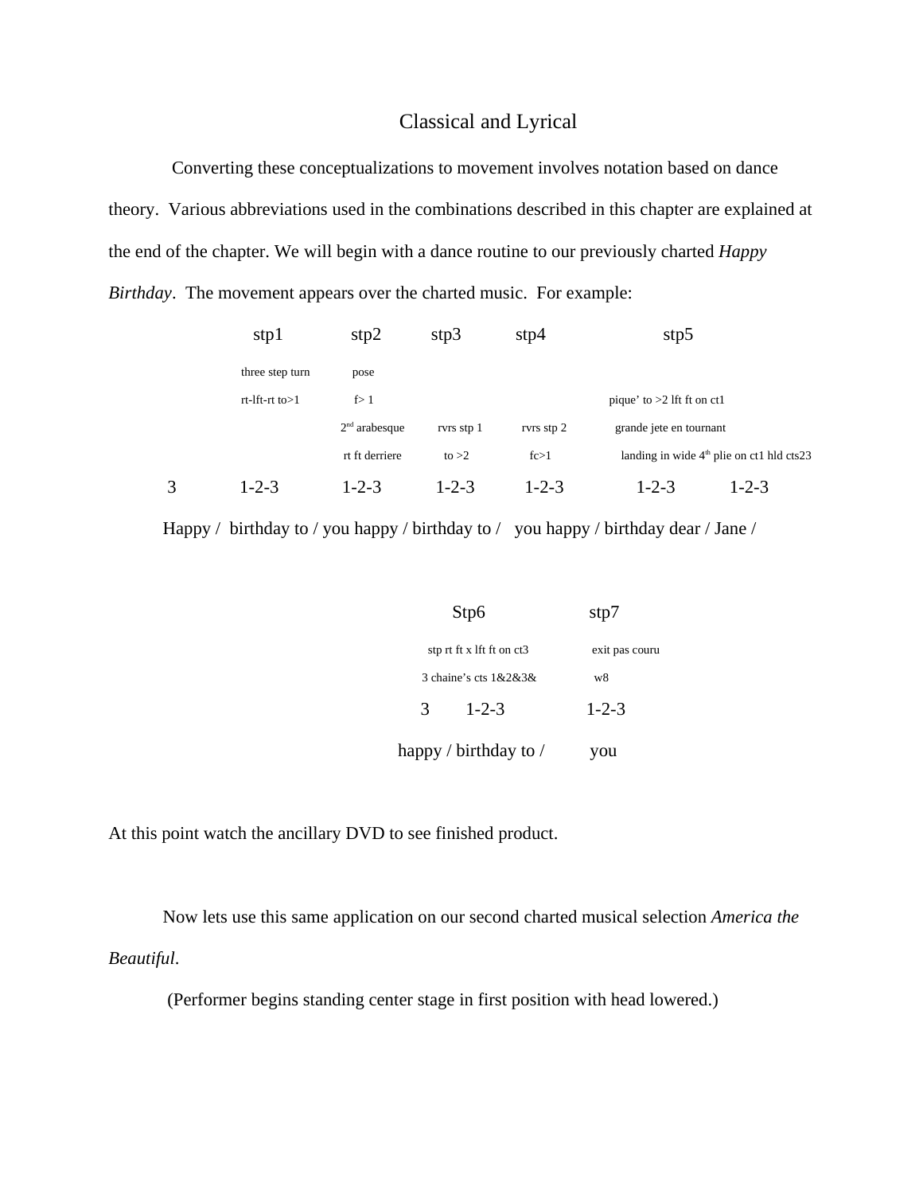# Classical and Lyrical

Converting these conceptualizations to movement involves notation based on dance theory. Various abbreviations used in the combinations described in this chapter are explained at the end of the chapter. We will begin with a dance routine to our previously charted *Happy Birthday*. The movement appears over the charted music. For example:

| | stp1 | stp2 | stp3 | stp4 | stp5 | |
|---|---|---|---|---|---|---|
| | three step turn | pose | | | | |
| | rt-lft-rt to>1 | f> 1 | | | pique' to >2 lft ft on ct1 | |
| | | 2nd arabesque | rvrs stp 1 | rvrs stp 2 | grande jete en tournant | |
| | | rt ft derriere | to >2 | fc>1 | landing in wide 4th plie on ct1 hld cts23 | |
| 3 | 1-2-3 | 1-2-3 | 1-2-3 | 1-2-3 | 1-2-3 | 1-2-3 |
| Happy / | birthday to / | you happy / | birthday to / | you happy / | birthday dear / | Jane / |

| | Stp6 | stp7 |
|---|---|---|
| | stp rt ft x lft ft on ct3 | exit pas couru |
| | 3 chaine's cts 1&2&3& | w8 |
| 3 | 1-2-3 | 1-2-3 |
| happy / | birthday to / | you |

At this point watch the ancillary DVD to see finished product.

Now lets use this same application on our second charted musical selection *America the Beautiful*.

(Performer begins standing center stage in first position with head lowered.)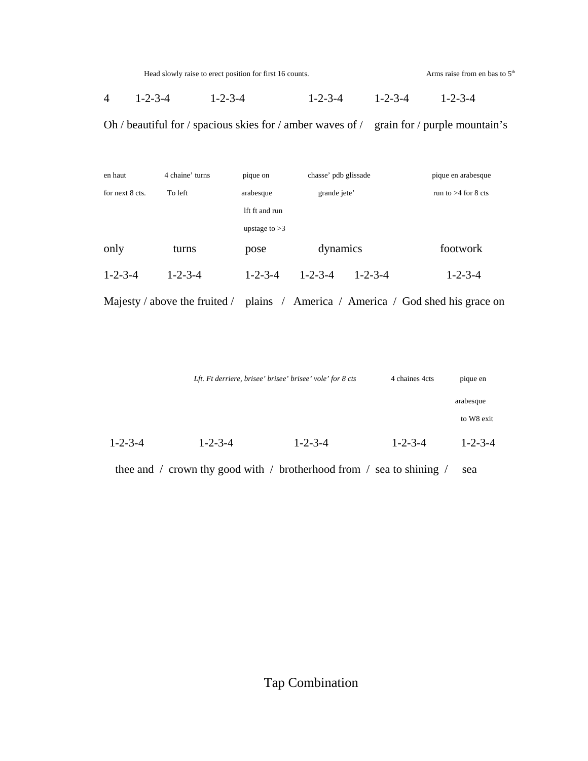Head slowly raise to erect position for first 16 counts. Arms raise from en bas to 5th

4 1-2-3-4 1-2-3-4 1-2-3-4 1-2-3-4 1-2-3-4

Oh / beautiful for / spacious skies for / amber waves of / grain for / purple mountain's

| en haut for next 8 cts. | 4 chaine' turns To left | pique on arabesque lft ft and run upstage to >3 | chasse' pdb glissade grande jete' | | pique en arabesque run to >4 for 8 cts |
|---|---|---|---|---|---|
| only | turns | pose | dynamics | | footwork |
| 1-2-3-4 | 1-2-3-4 | 1-2-3-4 | 1-2-3-4 | 1-2-3-4 | 1-2-3-4 |

Majesty / above the fruited / plains / America / America / God shed his grace on

| | *Lft. Ft derriere, brisee' brisee' brisee' vole' for 8 cts* | | 4 chaines 4cts | pique en arabesque to W8 exit |
|---|---|---|---|---|
| 1-2-3-4 | 1-2-3-4 | 1-2-3-4 | 1-2-3-4 | 1-2-3-4 |

thee and / crown thy good with / brotherhood from / sea to shining / sea

# Tap Combination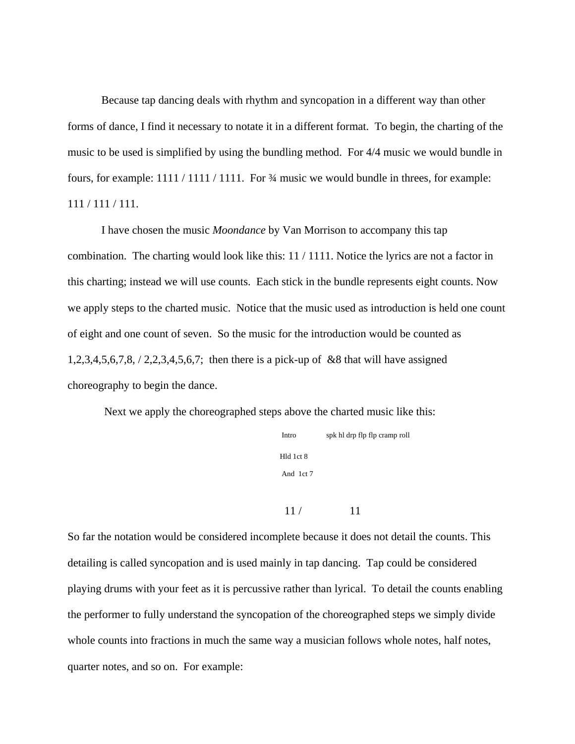Because tap dancing deals with rhythm and syncopation in a different way than other forms of dance, I find it necessary to notate it in a different format. To begin, the charting of the music to be used is simplified by using the bundling method. For 4/4 music we would bundle in fours, for example: 1111 / 1111 / 1111. For ¾ music we would bundle in threes, for example: 111 / 111 / 111.

I have chosen the music *Moondance* by Van Morrison to accompany this tap combination. The charting would look like this: 11 / 1111. Notice the lyrics are not a factor in this charting; instead we will use counts. Each stick in the bundle represents eight counts. Now we apply steps to the charted music. Notice that the music used as introduction is held one count of eight and one count of seven. So the music for the introduction would be counted as 1,2,3,4,5,6,7,8, / 2,2,3,4,5,6,7; then there is a pick-up of &8 that will have assigned choreography to begin the dance.

Next we apply the choreographed steps above the charted music like this:

```
Intro          spk hl drp flp flp cramp roll
Hld 1ct 8
And  1ct 7

 11 /            11
```

So far the notation would be considered incomplete because it does not detail the counts. This detailing is called syncopation and is used mainly in tap dancing. Tap could be considered playing drums with your feet as it is percussive rather than lyrical. To detail the counts enabling the performer to fully understand the syncopation of the choreographed steps we simply divide whole counts into fractions in much the same way a musician follows whole notes, half notes, quarter notes, and so on. For example: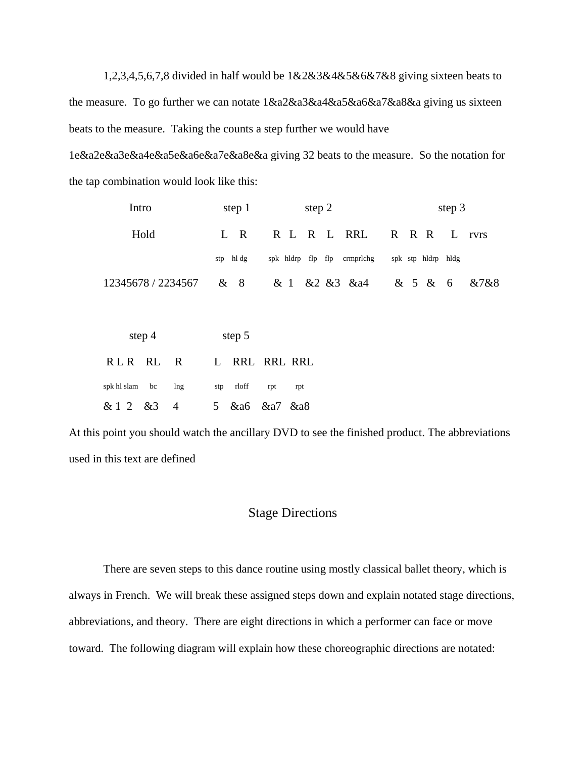1,2,3,4,5,6,7,8 divided in half would be 1&2&3&4&5&6&7&8 giving sixteen beats to the measure. To go further we can notate 1&a2&a3&a4&a5&a6&a7&a8&a giving us sixteen beats to the measure. Taking the counts a step further we would have 1e&a2e&a3e&a4e&a5e&a6e&a7e&a8e&a giving 32 beats to the measure. So the notation for the tap combination would look like this:

| Intro | step 1 | step 2 | step 3 |
|---|---|---|---|
| Hold | L R | R L R L RRL | R R R L rvrs |
| | stp hl dg | spk hldrp flp flp crmprlchg | spk stp hldrp hldg |
| 12345678 / 2234567 | & 8 | & 1 &2 &3 &a4 | & 5 & 6 &7&8 |

| step 4 | step 5 |
|---|---|
| R L R RL R | L RRL RRL RRL |
| spk hl slam bc lng | stp rloff rpt rpt |
| & 1 2 &3 4 | 5 &a6 &a7 &a8 |

At this point you should watch the ancillary DVD to see the finished product. The abbreviations used in this text are defined

## Stage Directions

There are seven steps to this dance routine using mostly classical ballet theory, which is always in French. We will break these assigned steps down and explain notated stage directions, abbreviations, and theory. There are eight directions in which a performer can face or move toward. The following diagram will explain how these choreographic directions are notated: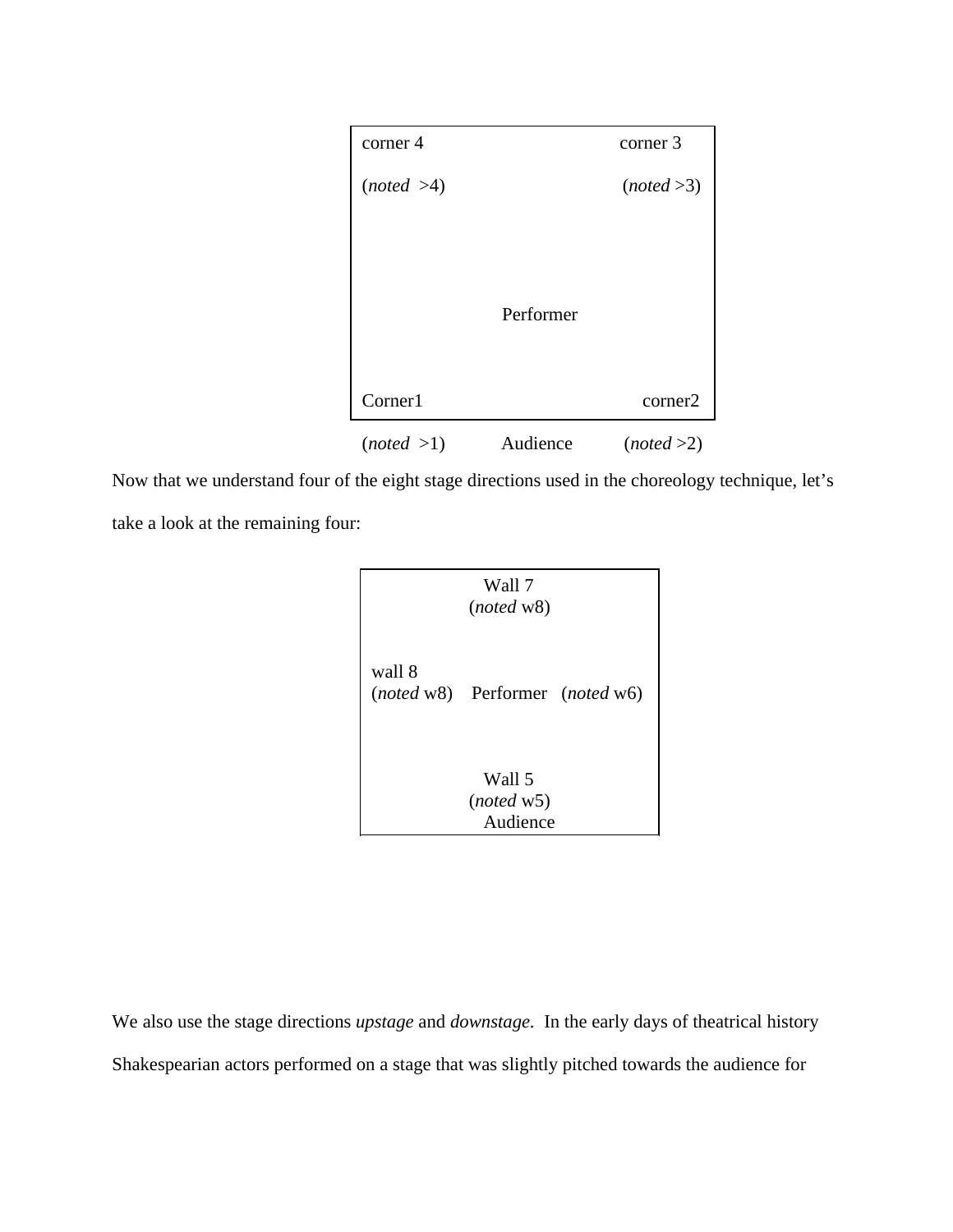corner 4 (*noted* >4) | corner 3 (*noted* >3)

Performer

Corner1 (*noted* >1) | corner2 (*noted* >2)

Audience

Now that we understand four of the eight stage directions used in the choreology technique, let's take a look at the remaining four:

Wall 7 (*noted* w8)

wall 8 (*noted* w8) Performer (*noted* w6)

Wall 5 (*noted* w5)

Audience

We also use the stage directions *upstage* and *downstage*. In the early days of theatrical history Shakespearian actors performed on a stage that was slightly pitched towards the audience for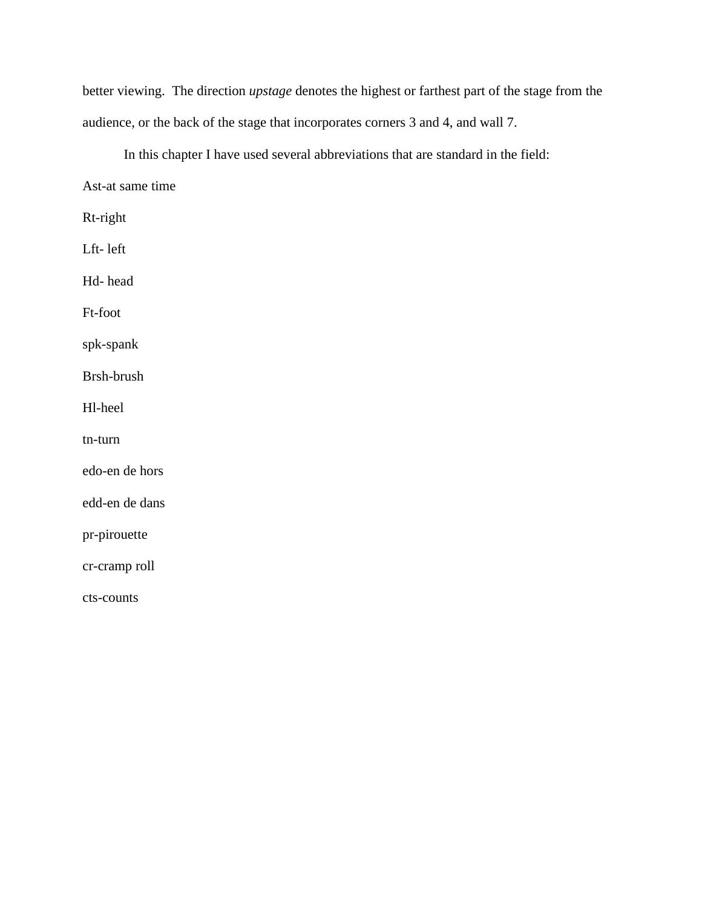better viewing.  The direction *upstage* denotes the highest or farthest part of the stage from the audience, or the back of the stage that incorporates corners 3 and 4, and wall 7.

In this chapter I have used several abbreviations that are standard in the field:

Ast-at same time

Rt-right

Lft- left

Hd- head

Ft-foot

spk-spank

Brsh-brush

Hl-heel

tn-turn

edo-en de hors

edd-en de dans

pr-pirouette

cr-cramp roll

cts-counts